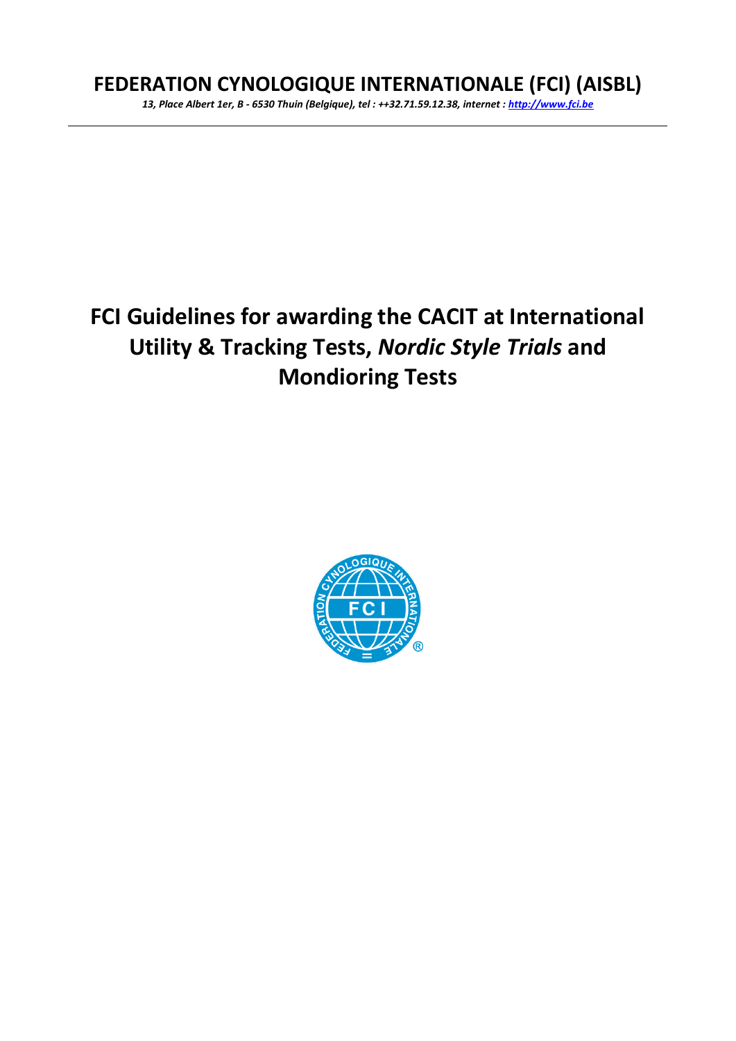# FEDERATION CYNOLOGIQUE INTERNATIONALE (FCI) (AISBL)

*13, Place Albert 1er, B - 6530 Thuin (Belgique), tel : ++32.71.59.12.38, internet : http://www.fci.be*

---

# FCI Guidelines for awarding the CACIT at International Utility & Tracking Tests, *Nordic Style Trials* and Mondioring Tests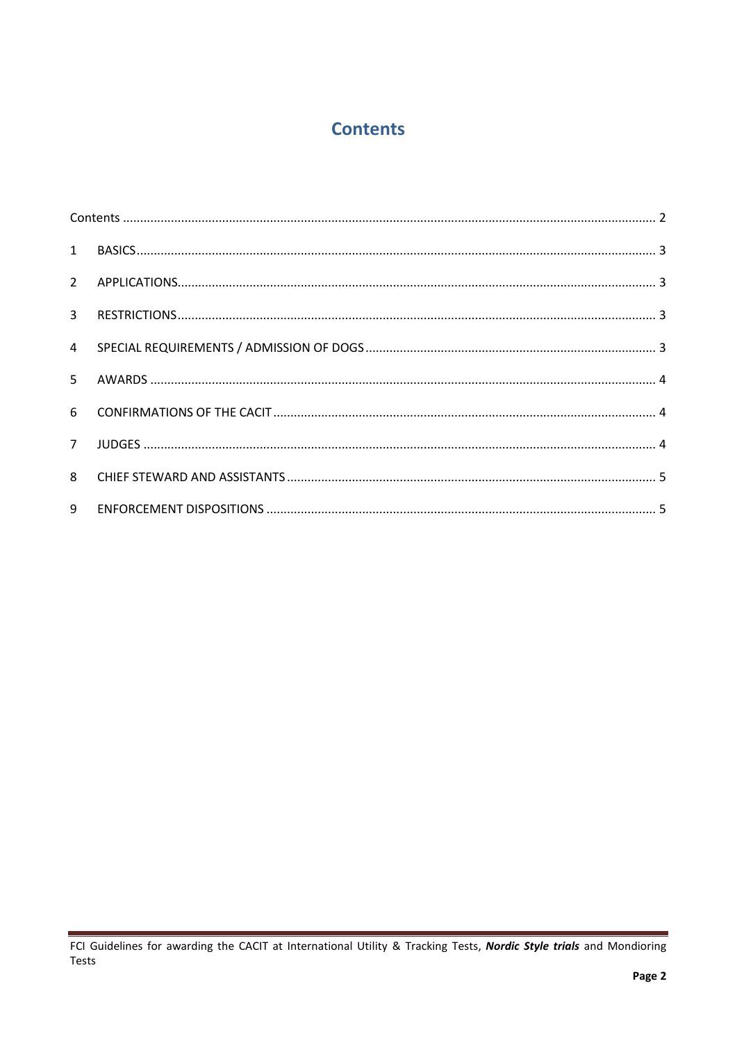# Contents

Contents ........................................................................................................................................... 2

1 BASICS ........................................................................................................................................ 3

2 APPLICATIONS ........................................................................................................................... 3

3 RESTRICTIONS ........................................................................................................................... 3

4 SPECIAL REQUIREMENTS / ADMISSION OF DOGS .................................................................... 3

5 AWARDS .................................................................................................................................... 4

6 CONFIRMATIONS OF THE CACIT ............................................................................................... 4

7 JUDGES ...................................................................................................................................... 4

8 CHIEF STEWARD AND ASSISTANTS .......................................................................................... 5

9 ENFORCEMENT DISPOSITIONS ................................................................................................. 5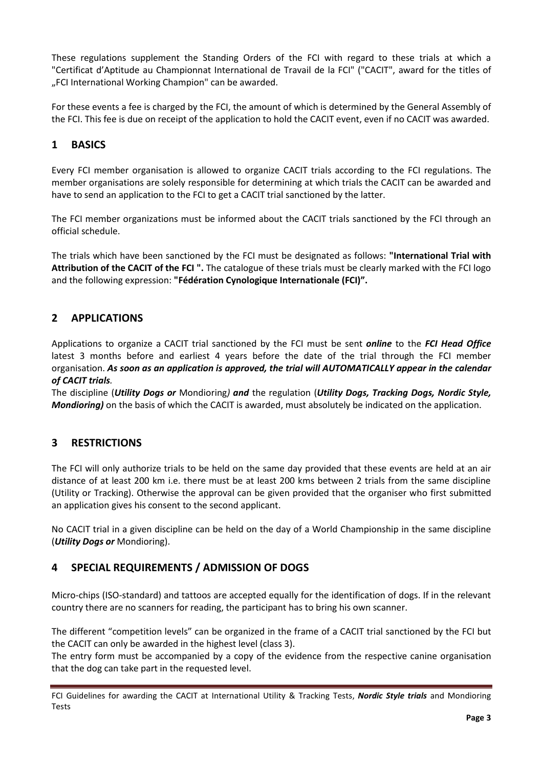These regulations supplement the Standing Orders of the FCI with regard to these trials at which a "Certificat d'Aptitude au Championnat International de Travail de la FCI" ("CACIT", award for the titles of „FCI International Working Champion" can be awarded.

For these events a fee is charged by the FCI, the amount of which is determined by the General Assembly of the FCI. This fee is due on receipt of the application to hold the CACIT event, even if no CACIT was awarded.

## 1 BASICS

Every FCI member organisation is allowed to organize CACIT trials according to the FCI regulations. The member organisations are solely responsible for determining at which trials the CACIT can be awarded and have to send an application to the FCI to get a CACIT trial sanctioned by the latter.

The FCI member organizations must be informed about the CACIT trials sanctioned by the FCI through an official schedule.

The trials which have been sanctioned by the FCI must be designated as follows: **"International Trial with Attribution of the CACIT of the FCI ".** The catalogue of these trials must be clearly marked with the FCI logo and the following expression: **"Fédération Cynologique Internationale (FCI)".**

## 2 APPLICATIONS

Applications to organize a CACIT trial sanctioned by the FCI must be sent ***online*** to the ***FCI Head Office*** latest 3 months before and earliest 4 years before the date of the trial through the FCI member organisation. ***As soon as an application is approved, the trial will AUTOMATICALLY appear in the calendar of CACIT trials.***

The discipline (***Utility Dogs or*** Mondioring***) and*** the regulation (***Utility Dogs, Tracking Dogs, Nordic Style, Mondioring)*** on the basis of which the CACIT is awarded, must absolutely be indicated on the application.

## 3 RESTRICTIONS

The FCI will only authorize trials to be held on the same day provided that these events are held at an air distance of at least 200 km i.e. there must be at least 200 kms between 2 trials from the same discipline (Utility or Tracking). Otherwise the approval can be given provided that the organiser who first submitted an application gives his consent to the second applicant.

No CACIT trial in a given discipline can be held on the day of a World Championship in the same discipline (***Utility Dogs or*** Mondioring).

## 4 SPECIAL REQUIREMENTS / ADMISSION OF DOGS

Micro-chips (ISO-standard) and tattoos are accepted equally for the identification of dogs. If in the relevant country there are no scanners for reading, the participant has to bring his own scanner.

The different "competition levels" can be organized in the frame of a CACIT trial sanctioned by the FCI but the CACIT can only be awarded in the highest level (class 3).

The entry form must be accompanied by a copy of the evidence from the respective canine organisation that the dog can take part in the requested level.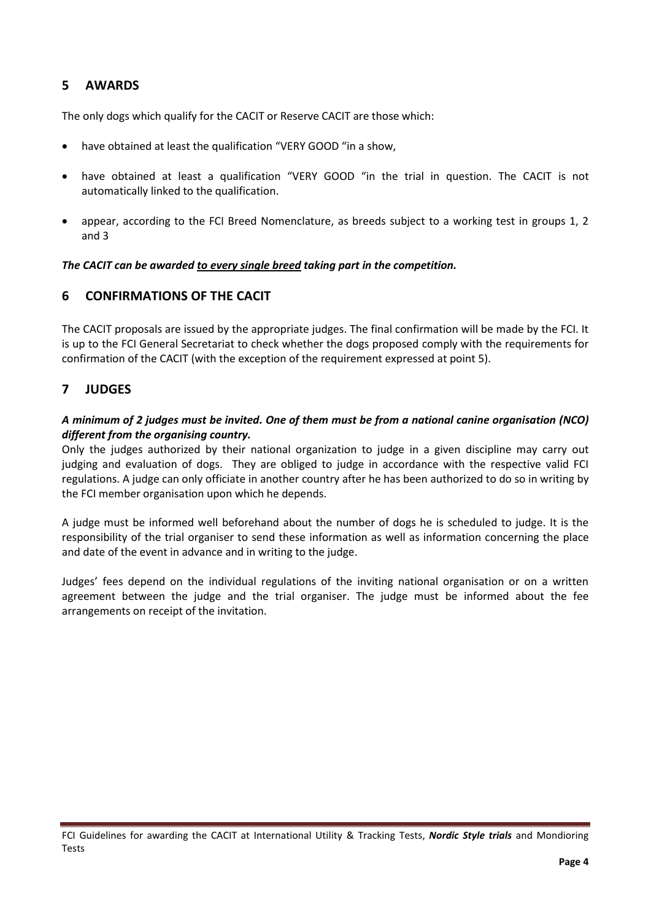## 5 AWARDS

The only dogs which qualify for the CACIT or Reserve CACIT are those which:

- have obtained at least the qualification "VERY GOOD "in a show,
- have obtained at least a qualification "VERY GOOD "in the trial in question. The CACIT is not automatically linked to the qualification.
- appear, according to the FCI Breed Nomenclature, as breeds subject to a working test in groups 1, 2 and 3

***The CACIT can be awarded <u>to every single breed</u> taking part in the competition.***

## 6 CONFIRMATIONS OF THE CACIT

The CACIT proposals are issued by the appropriate judges. The final confirmation will be made by the FCI. It is up to the FCI General Secretariat to check whether the dogs proposed comply with the requirements for confirmation of the CACIT (with the exception of the requirement expressed at point 5).

## 7 JUDGES

***A minimum of 2 judges must be invited. One of them must be from a national canine organisation (NCO) different from the organising country.***

Only the judges authorized by their national organization to judge in a given discipline may carry out judging and evaluation of dogs. They are obliged to judge in accordance with the respective valid FCI regulations. A judge can only officiate in another country after he has been authorized to do so in writing by the FCI member organisation upon which he depends.

A judge must be informed well beforehand about the number of dogs he is scheduled to judge. It is the responsibility of the trial organiser to send these information as well as information concerning the place and date of the event in advance and in writing to the judge.

Judges' fees depend on the individual regulations of the inviting national organisation or on a written agreement between the judge and the trial organiser. The judge must be informed about the fee arrangements on receipt of the invitation.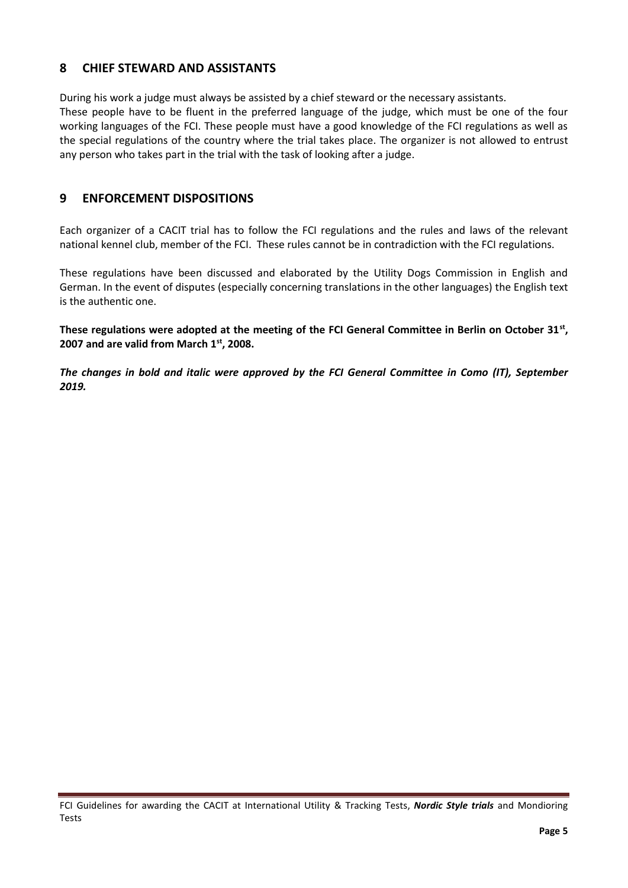## 8 CHIEF STEWARD AND ASSISTANTS

During his work a judge must always be assisted by a chief steward or the necessary assistants.
These people have to be fluent in the preferred language of the judge, which must be one of the four working languages of the FCI. These people must have a good knowledge of the FCI regulations as well as the special regulations of the country where the trial takes place. The organizer is not allowed to entrust any person who takes part in the trial with the task of looking after a judge.

## 9 ENFORCEMENT DISPOSITIONS

Each organizer of a CACIT trial has to follow the FCI regulations and the rules and laws of the relevant national kennel club, member of the FCI. These rules cannot be in contradiction with the FCI regulations.

These regulations have been discussed and elaborated by the Utility Dogs Commission in English and German. In the event of disputes (especially concerning translations in the other languages) the English text is the authentic one.

**These regulations were adopted at the meeting of the FCI General Committee in Berlin on October 31st, 2007 and are valid from March 1st, 2008.**

***The changes in bold and italic were approved by the FCI General Committee in Como (IT), September 2019.***